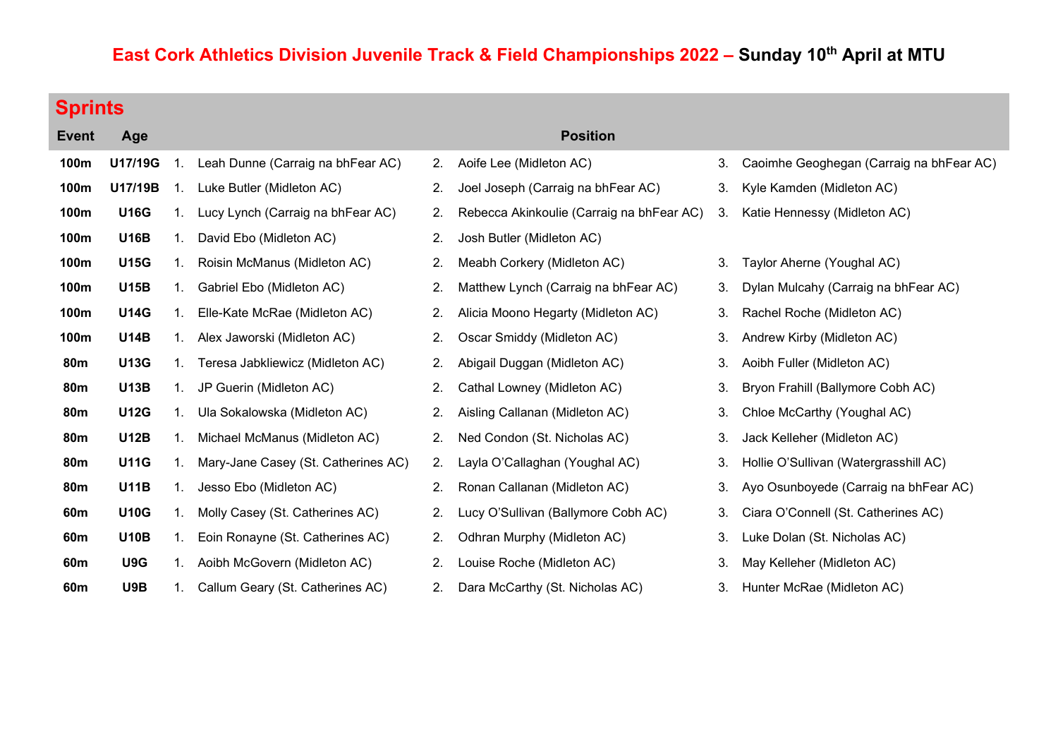# East Cork Athletics Division Juvenile Track & Field Championships 2022 – Sunday 10th April at MTU

## Sprints

| Event | Age | Position | | |
|---|---|---|---|---|
| 100m | U17/19G | 1. Leah Dunne (Carraig na bhFear AC) | 2. Aoife Lee (Midleton AC) | 3. Caoimhe Geoghegan (Carraig na bhFear AC) |
| 100m | U17/19B | 1. Luke Butler (Midleton AC) | 2. Joel Joseph (Carraig na bhFear AC) | 3. Kyle Kamden (Midleton AC) |
| 100m | U16G | 1. Lucy Lynch (Carraig na bhFear AC) | 2. Rebecca Akinkoulie (Carraig na bhFear AC) | 3. Katie Hennessy (Midleton AC) |
| 100m | U16B | 1. David Ebo (Midleton AC) | 2. Josh Butler (Midleton AC) | |
| 100m | U15G | 1. Roisin McManus (Midleton AC) | 2. Meabh Corkery (Midleton AC) | 3. Taylor Aherne (Youghal AC) |
| 100m | U15B | 1. Gabriel Ebo (Midleton AC) | 2. Matthew Lynch (Carraig na bhFear AC) | 3. Dylan Mulcahy (Carraig na bhFear AC) |
| 100m | U14G | 1. Elle-Kate McRae (Midleton AC) | 2. Alicia Moono Hegarty (Midleton AC) | 3. Rachel Roche (Midleton AC) |
| 100m | U14B | 1. Alex Jaworski (Midleton AC) | 2. Oscar Smiddy (Midleton AC) | 3. Andrew Kirby (Midleton AC) |
| 80m | U13G | 1. Teresa Jabkliewicz (Midleton AC) | 2. Abigail Duggan (Midleton AC) | 3. Aoibh Fuller (Midleton AC) |
| 80m | U13B | 1. JP Guerin (Midleton AC) | 2. Cathal Lowney (Midleton AC) | 3. Bryon Frahill (Ballymore Cobh AC) |
| 80m | U12G | 1. Ula Sokalowska (Midleton AC) | 2. Aisling Callanan (Midleton AC) | 3. Chloe McCarthy (Youghal AC) |
| 80m | U12B | 1. Michael McManus (Midleton AC) | 2. Ned Condon (St. Nicholas AC) | 3. Jack Kelleher (Midleton AC) |
| 80m | U11G | 1. Mary-Jane Casey (St. Catherines AC) | 2. Layla O'Callaghan (Youghal AC) | 3. Hollie O'Sullivan (Watergrasshill AC) |
| 80m | U11B | 1. Jesso Ebo (Midleton AC) | 2. Ronan Callanan (Midleton AC) | 3. Ayo Osunboyede (Carraig na bhFear AC) |
| 60m | U10G | 1. Molly Casey (St. Catherines AC) | 2. Lucy O'Sullivan (Ballymore Cobh AC) | 3. Ciara O'Connell (St. Catherines AC) |
| 60m | U10B | 1. Eoin Ronayne (St. Catherines AC) | 2. Odhran Murphy (Midleton AC) | 3. Luke Dolan (St. Nicholas AC) |
| 60m | U9G | 1. Aoibh McGovern (Midleton AC) | 2. Louise Roche (Midleton AC) | 3. May Kelleher (Midleton AC) |
| 60m | U9B | 1. Callum Geary (St. Catherines AC) | 2. Dara McCarthy (St. Nicholas AC) | 3. Hunter McRae (Midleton AC) |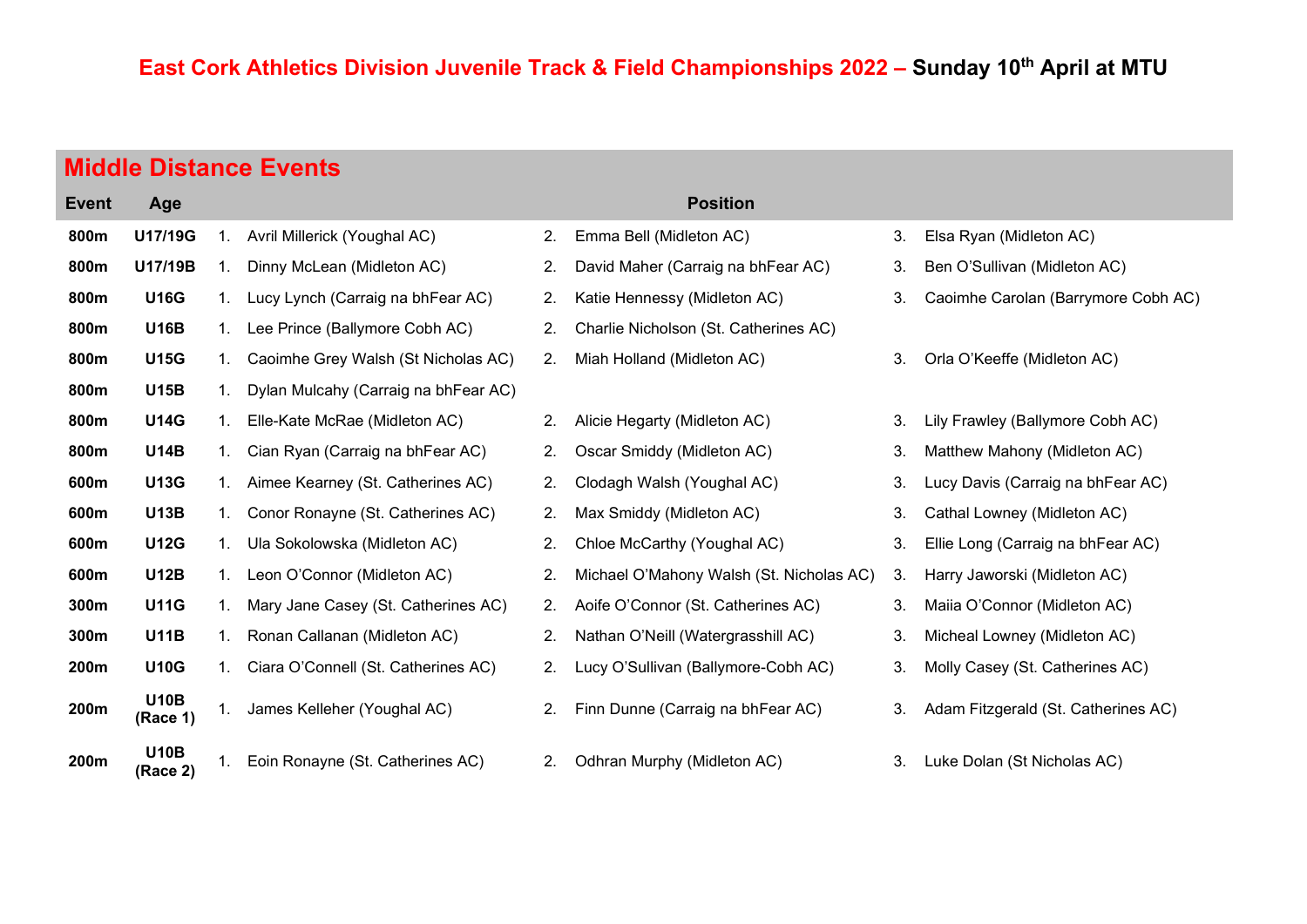# East Cork Athletics Division Juvenile Track & Field Championships 2022 – Sunday 10th April at MTU

## Middle Distance Events

| Event | Age | Position | | |
|---|---|---|---|---|
| 800m | U17/19G | 1. Avril Millerick (Youghal AC) | 2. Emma Bell (Midleton AC) | 3. Elsa Ryan (Midleton AC) |
| 800m | U17/19B | 1. Dinny McLean (Midleton AC) | 2. David Maher (Carraig na bhFear AC) | 3. Ben O'Sullivan (Midleton AC) |
| 800m | U16G | 1. Lucy Lynch (Carraig na bhFear AC) | 2. Katie Hennessy (Midleton AC) | 3. Caoimhe Carolan (Barrymore Cobh AC) |
| 800m | U16B | 1. Lee Prince (Ballymore Cobh AC) | 2. Charlie Nicholson (St. Catherines AC) | |
| 800m | U15G | 1. Caoimhe Grey Walsh (St Nicholas AC) | 2. Miah Holland (Midleton AC) | 3. Orla O'Keeffe (Midleton AC) |
| 800m | U15B | 1. Dylan Mulcahy (Carraig na bhFear AC) | | |
| 800m | U14G | 1. Elle-Kate McRae (Midleton AC) | 2. Alicie Hegarty (Midleton AC) | 3. Lily Frawley (Ballymore Cobh AC) |
| 800m | U14B | 1. Cian Ryan (Carraig na bhFear AC) | 2. Oscar Smiddy (Midleton AC) | 3. Matthew Mahony (Midleton AC) |
| 600m | U13G | 1. Aimee Kearney (St. Catherines AC) | 2. Clodagh Walsh (Youghal AC) | 3. Lucy Davis (Carraig na bhFear AC) |
| 600m | U13B | 1. Conor Ronayne (St. Catherines AC) | 2. Max Smiddy (Midleton AC) | 3. Cathal Lowney (Midleton AC) |
| 600m | U12G | 1. Ula Sokolowska (Midleton AC) | 2. Chloe McCarthy (Youghal AC) | 3. Ellie Long (Carraig na bhFear AC) |
| 600m | U12B | 1. Leon O'Connor (Midleton AC) | 2. Michael O'Mahony Walsh (St. Nicholas AC) | 3. Harry Jaworski (Midleton AC) |
| 300m | U11G | 1. Mary Jane Casey (St. Catherines AC) | 2. Aoife O'Connor (St. Catherines AC) | 3. Maiia O'Connor (Midleton AC) |
| 300m | U11B | 1. Ronan Callanan (Midleton AC) | 2. Nathan O'Neill (Watergrasshill AC) | 3. Micheal Lowney (Midleton AC) |
| 200m | U10G | 1. Ciara O'Connell (St. Catherines AC) | 2. Lucy O'Sullivan (Ballymore-Cobh AC) | 3. Molly Casey (St. Catherines AC) |
| 200m | U10B (Race 1) | 1. James Kelleher (Youghal AC) | 2. Finn Dunne (Carraig na bhFear AC) | 3. Adam Fitzgerald (St. Catherines AC) |
| 200m | U10B (Race 2) | 1. Eoin Ronayne (St. Catherines AC) | 2. Odhran Murphy (Midleton AC) | 3. Luke Dolan (St Nicholas AC) |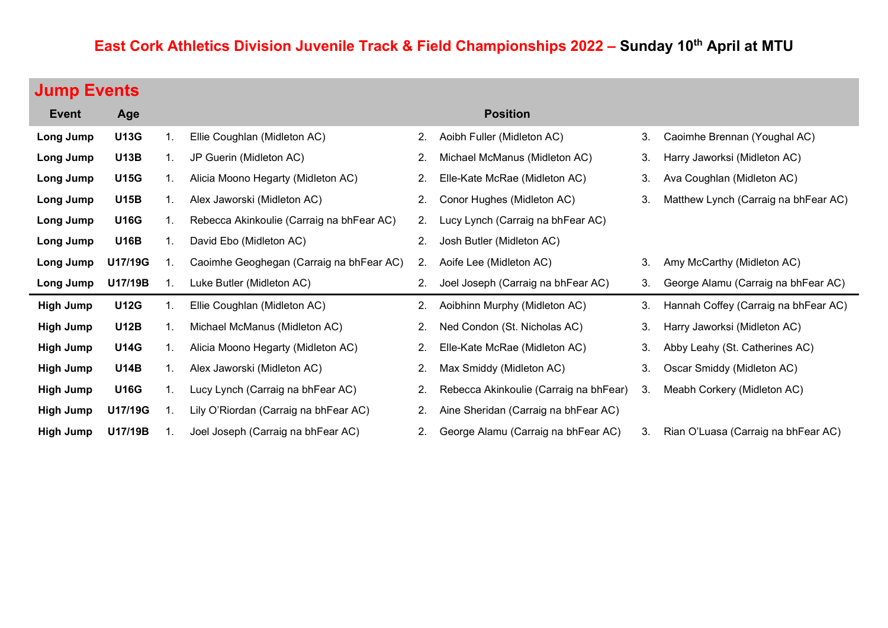# East Cork Athletics Division Juvenile Track & Field Championships 2022 – Sunday 10th April at MTU

## Jump Events

| Event | Age | Position | | | | | |
|---|---|---|---|---|---|---|---|
| Long Jump | U13G | 1. | Ellie Coughlan (Midleton AC) | 2. | Aoibh Fuller (Midleton AC) | 3. | Caoimhe Brennan (Youghal AC) |
| Long Jump | U13B | 1. | JP Guerin (Midleton AC) | 2. | Michael McManus (Midleton AC) | 3. | Harry Jaworksi (Midleton AC) |
| Long Jump | U15G | 1. | Alicia Moono Hegarty (Midleton AC) | 2. | Elle-Kate McRae (Midleton AC) | 3. | Ava Coughlan (Midleton AC) |
| Long Jump | U15B | 1. | Alex Jaworski (Midleton AC) | 2. | Conor Hughes (Midleton AC) | 3. | Matthew Lynch (Carraig na bhFear AC) |
| Long Jump | U16G | 1. | Rebecca Akinkoulie (Carraig na bhFear AC) | 2. | Lucy Lynch (Carraig na bhFear AC) | | |
| Long Jump | U16B | 1. | David Ebo (Midleton AC) | 2. | Josh Butler (Midleton AC) | | |
| Long Jump | U17/19G | 1. | Caoimhe Geoghegan (Carraig na bhFear AC) | 2. | Aoife Lee (Midleton AC) | 3. | Amy McCarthy (Midleton AC) |
| Long Jump | U17/19B | 1. | Luke Butler (Midleton AC) | 2. | Joel Joseph (Carraig na bhFear AC) | 3. | George Alamu (Carraig na bhFear AC) |
| High Jump | U12G | 1. | Ellie Coughlan (Midleton AC) | 2. | Aoibhinn Murphy (Midleton AC) | 3. | Hannah Coffey (Carraig na bhFear AC) |
| High Jump | U12B | 1. | Michael McManus (Midleton AC) | 2. | Ned Condon (St. Nicholas AC) | 3. | Harry Jaworksi (Midleton AC) |
| High Jump | U14G | 1. | Alicia Moono Hegarty (Midleton AC) | 2. | Elle-Kate McRae (Midleton AC) | 3. | Abby Leahy (St. Catherines AC) |
| High Jump | U14B | 1. | Alex Jaworski (Midleton AC) | 2. | Max Smiddy (Midleton AC) | 3. | Oscar Smiddy (Midleton AC) |
| High Jump | U16G | 1. | Lucy Lynch (Carraig na bhFear AC) | 2. | Rebecca Akinkoulie (Carraig na bhFear) | 3. | Meabh Corkery (Midleton AC) |
| High Jump | U17/19G | 1. | Lily O'Riordan (Carraig na bhFear AC) | 2. | Aine Sheridan (Carraig na bhFear AC) | | |
| High Jump | U17/19B | 1. | Joel Joseph (Carraig na bhFear AC) | 2. | George Alamu (Carraig na bhFear AC) | 3. | Rian O'Luasa (Carraig na bhFear AC) |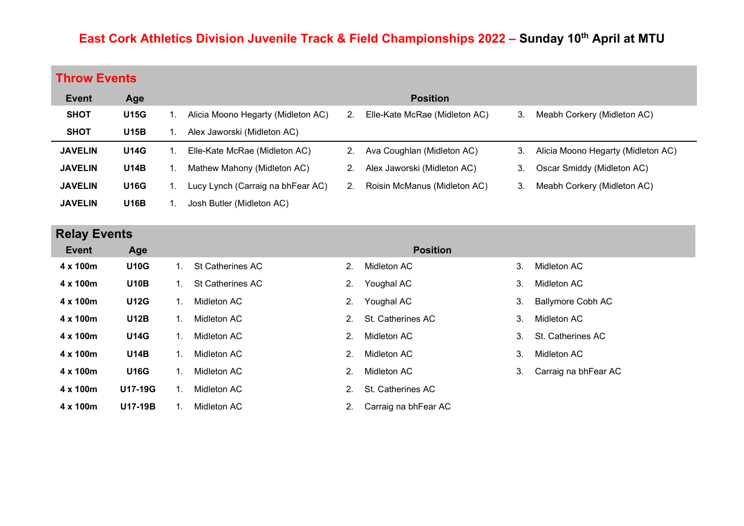# East Cork Athletics Division Juvenile Track & Field Championships 2022 – Sunday 10th April at MTU

## Throw Events

| Event | Age | Position | | |
|---|---|---|---|---|
| SHOT | U15G | 1. Alicia Moono Hegarty (Midleton AC) | 2. Elle-Kate McRae (Midleton AC) | 3. Meabh Corkery (Midleton AC) |
| SHOT | U15B | 1. Alex Jaworski (Midleton AC) | | |
| JAVELIN | U14G | 1. Elle-Kate McRae (Midleton AC) | 2. Ava Coughlan (Midleton AC) | 3. Alicia Moono Hegarty (Midleton AC) |
| JAVELIN | U14B | 1. Mathew Mahony (Midleton AC) | 2. Alex Jaworski (Midleton AC) | 3. Oscar Smiddy (Midleton AC) |
| JAVELIN | U16G | 1. Lucy Lynch (Carraig na bhFear AC) | 2. Roisin McManus (Midleton AC) | 3. Meabh Corkery (Midleton AC) |
| JAVELIN | U16B | 1. Josh Butler (Midleton AC) | | |

## Relay Events

| Event | Age | Position | | |
|---|---|---|---|---|
| 4 x 100m | U10G | 1. St Catherines AC | 2. Midleton AC | 3. Midleton AC |
| 4 x 100m | U10B | 1. St Catherines AC | 2. Youghal AC | 3. Midleton AC |
| 4 x 100m | U12G | 1. Midleton AC | 2. Youghal AC | 3. Ballymore Cobh AC |
| 4 x 100m | U12B | 1. Midleton AC | 2. St. Catherines AC | 3. Midleton AC |
| 4 x 100m | U14G | 1. Midleton AC | 2. Midleton AC | 3. St. Catherines AC |
| 4 x 100m | U14B | 1. Midleton AC | 2. Midleton AC | 3. Midleton AC |
| 4 x 100m | U16G | 1. Midleton AC | 2. Midleton AC | 3. Carraig na bhFear AC |
| 4 x 100m | U17-19G | 1. Midleton AC | 2. St. Catherines AC | |
| 4 x 100m | U17-19B | 1. Midleton AC | 2. Carraig na bhFear AC | |